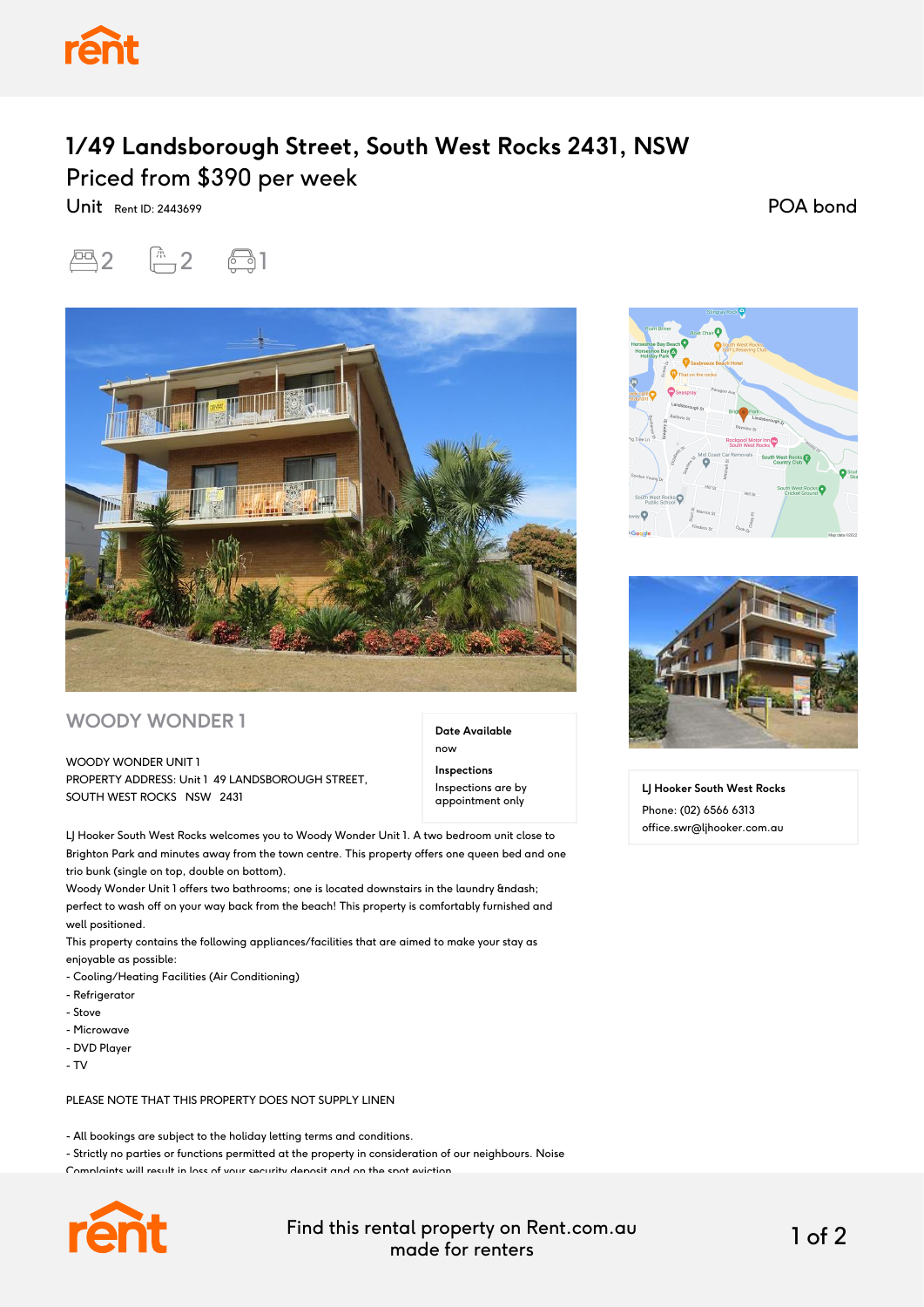# 1/49 Landsborough Street, South West Rocks 2431, NSW

## Priced from $390 per week

Unit Rent ID: 2443699

POA bond

2 2 1

## WOODY WONDER 1

WOODY WONDER UNIT 1
PROPERTY ADDRESS: Unit 1 49 LANDSBOROUGH STREET, SOUTH WEST ROCKS NSW 2431

**Date Available**
now

**Inspections**
Inspections are by appointment only

LJ Hooker South West Rocks welcomes you to Woody Wonder Unit 1. A two bedroom unit close to Brighton Park and minutes away from the town centre. This property offers one queen bed and one trio bunk (single on top, double on bottom).
Woody Wonder Unit 1 offers two bathrooms; one is located downstairs in the laundry &ndash; perfect to wash off on your way back from the beach! This property is comfortably furnished and well positioned.
This property contains the following appliances/facilities that are aimed to make your stay as enjoyable as possible:
- Cooling/Heating Facilities (Air Conditioning)
- Refrigerator
- Stove
- Microwave
- DVD Player
- TV

PLEASE NOTE THAT THIS PROPERTY DOES NOT SUPPLY LINEN

- All bookings are subject to the holiday letting terms and conditions.
- Strictly no parties or functions permitted at the property in consideration of our neighbours. Noise Complaints will result in loss of your security deposit and on the spot eviction.

**LJ Hooker South West Rocks**
Phone: (02) 6566 6313
office.swr@ljhooker.com.au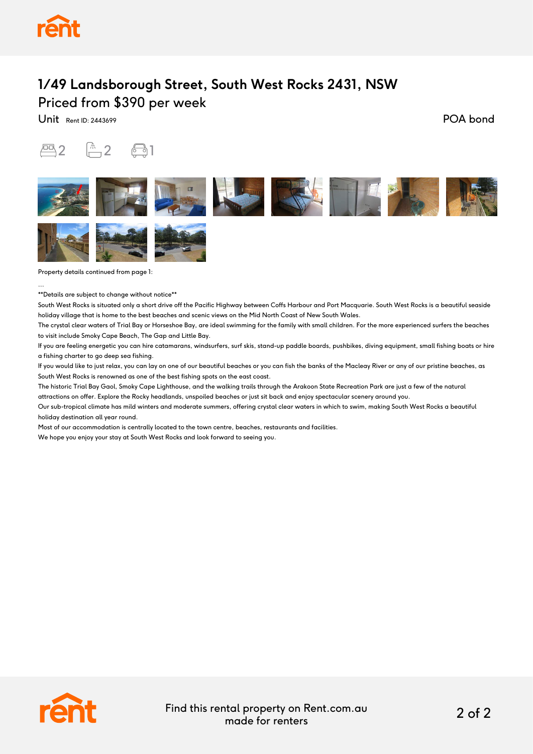# 1/49 Landsborough Street, South West Rocks 2431, NSW

## Priced from $390 per week

Unit Rent ID: 2443699

POA bond

2 2 1

Property details continued from page 1:

...

**Details are subject to change without notice**

South West Rocks is situated only a short drive off the Pacific Highway between Coffs Harbour and Port Macquarie. South West Rocks is a beautiful seaside holiday village that is home to the best beaches and scenic views on the Mid North Coast of New South Wales.

The crystal clear waters of Trial Bay or Horseshoe Bay, are ideal swimming for the family with small children. For the more experienced surfers the beaches to visit include Smoky Cape Beach, The Gap and Little Bay.

If you are feeling energetic you can hire catamarans, windsurfers, surf skis, stand-up paddle boards, pushbikes, diving equipment, small fishing boats or hire a fishing charter to go deep sea fishing.

If you would like to just relax, you can lay on one of our beautiful beaches or you can fish the banks of the Macleay River or any of our pristine beaches, as South West Rocks is renowned as one of the best fishing spots on the east coast.

The historic Trial Bay Gaol, Smoky Cape Lighthouse, and the walking trails through the Arakoon State Recreation Park are just a few of the natural attractions on offer. Explore the Rocky headlands, unspoiled beaches or just sit back and enjoy spectacular scenery around you.

Our sub-tropical climate has mild winters and moderate summers, offering crystal clear waters in which to swim, making South West Rocks a beautiful holiday destination all year round.

Most of our accommodation is centrally located to the town centre, beaches, restaurants and facilities.

We hope you enjoy your stay at South West Rocks and look forward to seeing you.

Find this rental property on Rent.com.au made for renters